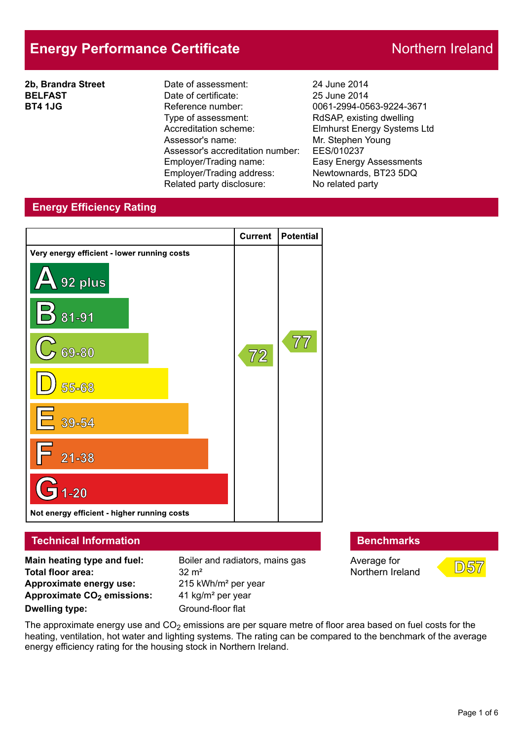# Energy Performance Certificate

Northern Ireland

**2b, Brandra Street**
**BELFAST**
**BT4 1JG**

| | |
|---|---|
| Date of assessment: | 24 June 2014 |
| Date of certificate: | 25 June 2014 |
| Reference number: | 0061-2994-0563-9224-3671 |
| Type of assessment: | RdSAP, existing dwelling |
| Accreditation scheme: | Elmhurst Energy Systems Ltd |
| Assessor's name: | Mr. Stephen Young |
| Assessor's accreditation number: | EES/010237 |
| Employer/Trading name: | Easy Energy Assessments |
| Employer/Trading address: | Newtownards, BT23 5DQ |
| Related party disclosure: | No related party |

## Energy Efficiency Rating

| | Current | Potential |
|---|---|---|
| Very energy efficient - lower running costs | | |
| A 92 plus | | |
| B 81-91 | | |
| C 69-80 | 72 | 77 |
| D 55-68 | | |
| E 39-54 | | |
| F 21-38 | | |
| G 1-20 | | |
| Not energy efficient - higher running costs | | |

## Technical Information

| | |
|---|---|
| **Main heating type and fuel:** | Boiler and radiators, mains gas |
| **Total floor area:** | 32 m² |
| **Approximate energy use:** | 215 kWh/m² per year |
| **Approximate $CO_2$ emissions:** | 41 kg/m² per year |
| **Dwelling type:** | Ground-floor flat |

## Benchmarks

Average for Northern Ireland: D57

The approximate energy use and $CO_2$ emissions are per square metre of floor area based on fuel costs for the heating, ventilation, hot water and lighting systems. The rating can be compared to the benchmark of the average energy efficiency rating for the housing stock in Northern Ireland.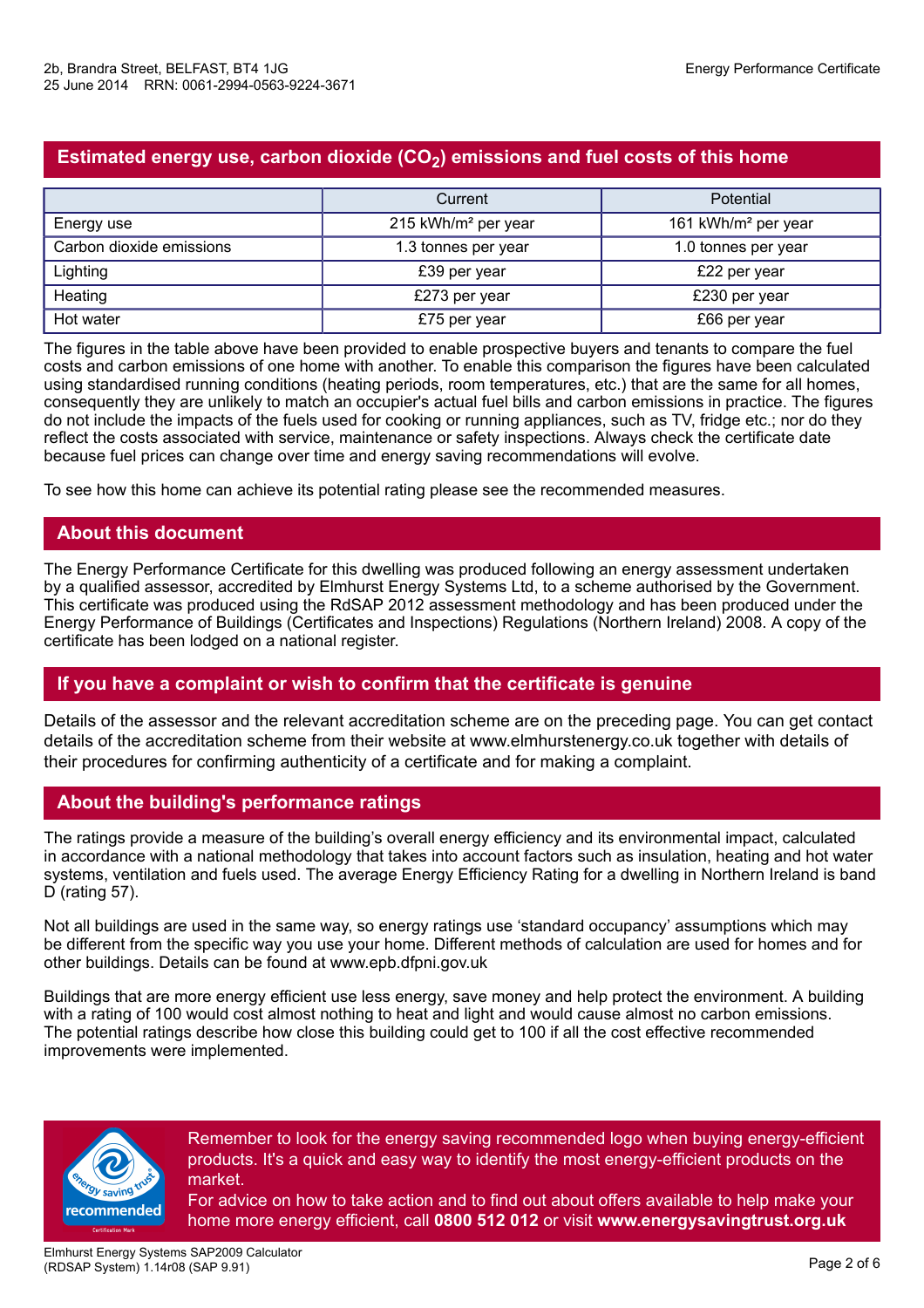## Estimated energy use, carbon dioxide ($CO_2$) emissions and fuel costs of this home

| | Current | Potential |
|---|---|---|
| Energy use | 215 kWh/m² per year | 161 kWh/m² per year |
| Carbon dioxide emissions | 1.3 tonnes per year | 1.0 tonnes per year |
| Lighting | £39 per year | £22 per year |
| Heating | £273 per year | £230 per year |
| Hot water | £75 per year | £66 per year |

The figures in the table above have been provided to enable prospective buyers and tenants to compare the fuel costs and carbon emissions of one home with another. To enable this comparison the figures have been calculated using standardised running conditions (heating periods, room temperatures, etc.) that are the same for all homes, consequently they are unlikely to match an occupier's actual fuel bills and carbon emissions in practice. The figures do not include the impacts of the fuels used for cooking or running appliances, such as TV, fridge etc.; nor do they reflect the costs associated with service, maintenance or safety inspections. Always check the certificate date because fuel prices can change over time and energy saving recommendations will evolve.

To see how this home can achieve its potential rating please see the recommended measures.

## About this document

The Energy Performance Certificate for this dwelling was produced following an energy assessment undertaken by a qualified assessor, accredited by Elmhurst Energy Systems Ltd, to a scheme authorised by the Government. This certificate was produced using the RdSAP 2012 assessment methodology and has been produced under the Energy Performance of Buildings (Certificates and Inspections) Regulations (Northern Ireland) 2008. A copy of the certificate has been lodged on a national register.

## If you have a complaint or wish to confirm that the certificate is genuine

Details of the assessor and the relevant accreditation scheme are on the preceding page. You can get contact details of the accreditation scheme from their website at www.elmhurstenergy.co.uk together with details of their procedures for confirming authenticity of a certificate and for making a complaint.

## About the building's performance ratings

The ratings provide a measure of the building's overall energy efficiency and its environmental impact, calculated in accordance with a national methodology that takes into account factors such as insulation, heating and hot water systems, ventilation and fuels used. The average Energy Efficiency Rating for a dwelling in Northern Ireland is band D (rating 57).

Not all buildings are used in the same way, so energy ratings use 'standard occupancy' assumptions which may be different from the specific way you use your home. Different methods of calculation are used for homes and for other buildings. Details can be found at www.epb.dfpni.gov.uk

Buildings that are more energy efficient use less energy, save money and help protect the environment. A building with a rating of 100 would cost almost nothing to heat and light and would cause almost no carbon emissions. The potential ratings describe how close this building could get to 100 if all the cost effective recommended improvements were implemented.

Remember to look for the energy saving recommended logo when buying energy-efficient products. It's a quick and easy way to identify the most energy-efficient products on the market.
For advice on how to take action and to find out about offers available to help make your home more energy efficient, call **0800 512 012** or visit **www.energysavingtrust.org.uk**

Elmhurst Energy Systems SAP2009 Calculator (RDSAP System) 1.14r08 (SAP 9.91)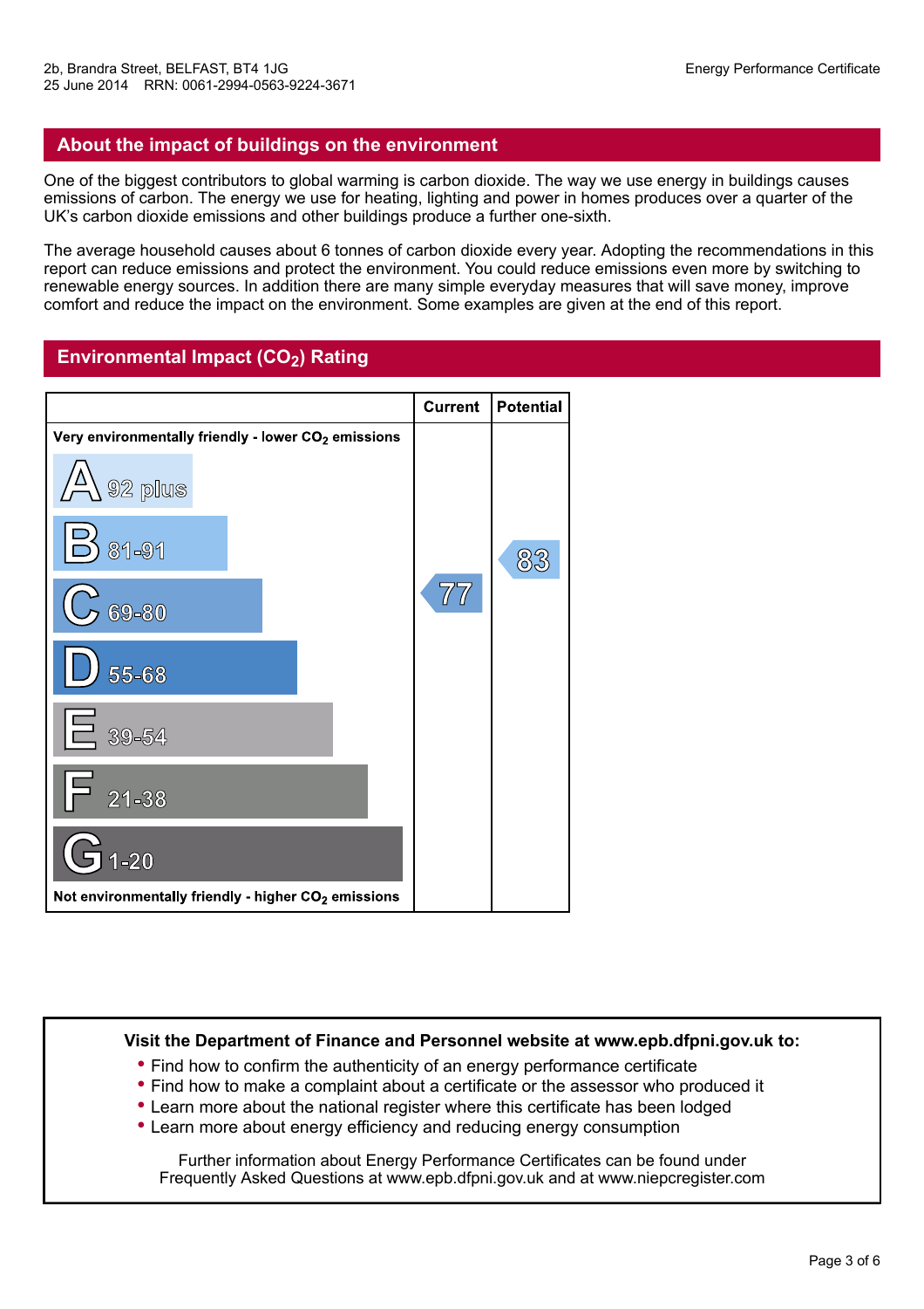2b, Brandra Street, BELFAST, BT4 1JG
25 June 2014 RRN: 0061-2994-0563-9224-3671

Energy Performance Certificate

## About the impact of buildings on the environment

One of the biggest contributors to global warming is carbon dioxide. The way we use energy in buildings causes emissions of carbon. The energy we use for heating, lighting and power in homes produces over a quarter of the UK's carbon dioxide emissions and other buildings produce a further one-sixth.

The average household causes about 6 tonnes of carbon dioxide every year. Adopting the recommendations in this report can reduce emissions and protect the environment. You could reduce emissions even more by switching to renewable energy sources. In addition there are many simple everyday measures that will save money, improve comfort and reduce the impact on the environment. Some examples are given at the end of this report.

## Environmental Impact ($CO_2$) Rating

| | Current | Potential |
|---|---|---|
| **Very environmentally friendly - lower $CO_2$ emissions** | | |
| A 92 plus | | |
| B 81-91 | | 83 |
| C 69-80 | 77 | |
| D 55-68 | | |
| E 39-54 | | |
| F 21-38 | | |
| G 1-20 | | |
| **Not environmentally friendly - higher $CO_2$ emissions** | | |

**Visit the Department of Finance and Personnel website at www.epb.dfpni.gov.uk to:**

- Find how to confirm the authenticity of an energy performance certificate
- Find how to make a complaint about a certificate or the assessor who produced it
- Learn more about the national register where this certificate has been lodged
- Learn more about energy efficiency and reducing energy consumption

Further information about Energy Performance Certificates can be found under Frequently Asked Questions at www.epb.dfpni.gov.uk and at www.niepcregister.com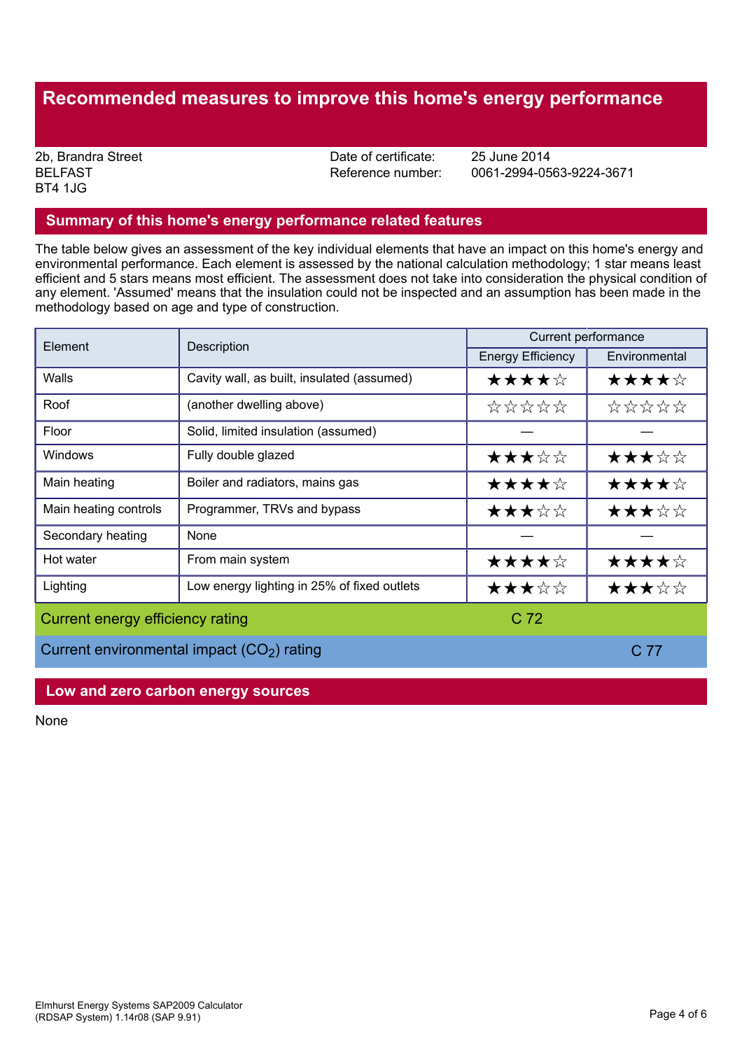# Recommended measures to improve this home's energy performance

2b, Brandra Street
BELFAST
BT4 1JG

Date of certificate: 25 June 2014
Reference number: 0061-2994-0563-9224-3671

## Summary of this home's energy performance related features

The table below gives an assessment of the key individual elements that have an impact on this home's energy and environmental performance. Each element is assessed by the national calculation methodology; 1 star means least efficient and 5 stars means most efficient. The assessment does not take into consideration the physical condition of any element. 'Assumed' means that the insulation could not be inspected and an assumption has been made in the methodology based on age and type of construction.

| Element | Description | Current performance | |
|---|---|---|---|
| | | Energy Efficiency | Environmental |
| Walls | Cavity wall, as built, insulated (assumed) | ★★★★☆ | ★★★★☆ |
| Roof | (another dwelling above) | ☆☆☆☆☆ | ☆☆☆☆☆ |
| Floor | Solid, limited insulation (assumed) | — | — |
| Windows | Fully double glazed | ★★★☆☆ | ★★★☆☆ |
| Main heating | Boiler and radiators, mains gas | ★★★★☆ | ★★★★☆ |
| Main heating controls | Programmer, TRVs and bypass | ★★★☆☆ | ★★★☆☆ |
| Secondary heating | None | — | — |
| Hot water | From main system | ★★★★☆ | ★★★★☆ |
| Lighting | Low energy lighting in 25% of fixed outlets | ★★★☆☆ | ★★★☆☆ |
| Current energy efficiency rating | | C 72 | |
| Current environmental impact ($CO_2$) rating | | | C 77 |

## Low and zero carbon energy sources

None

Elmhurst Energy Systems SAP2009 Calculator
(RDSAP System) 1.14r08 (SAP 9.91)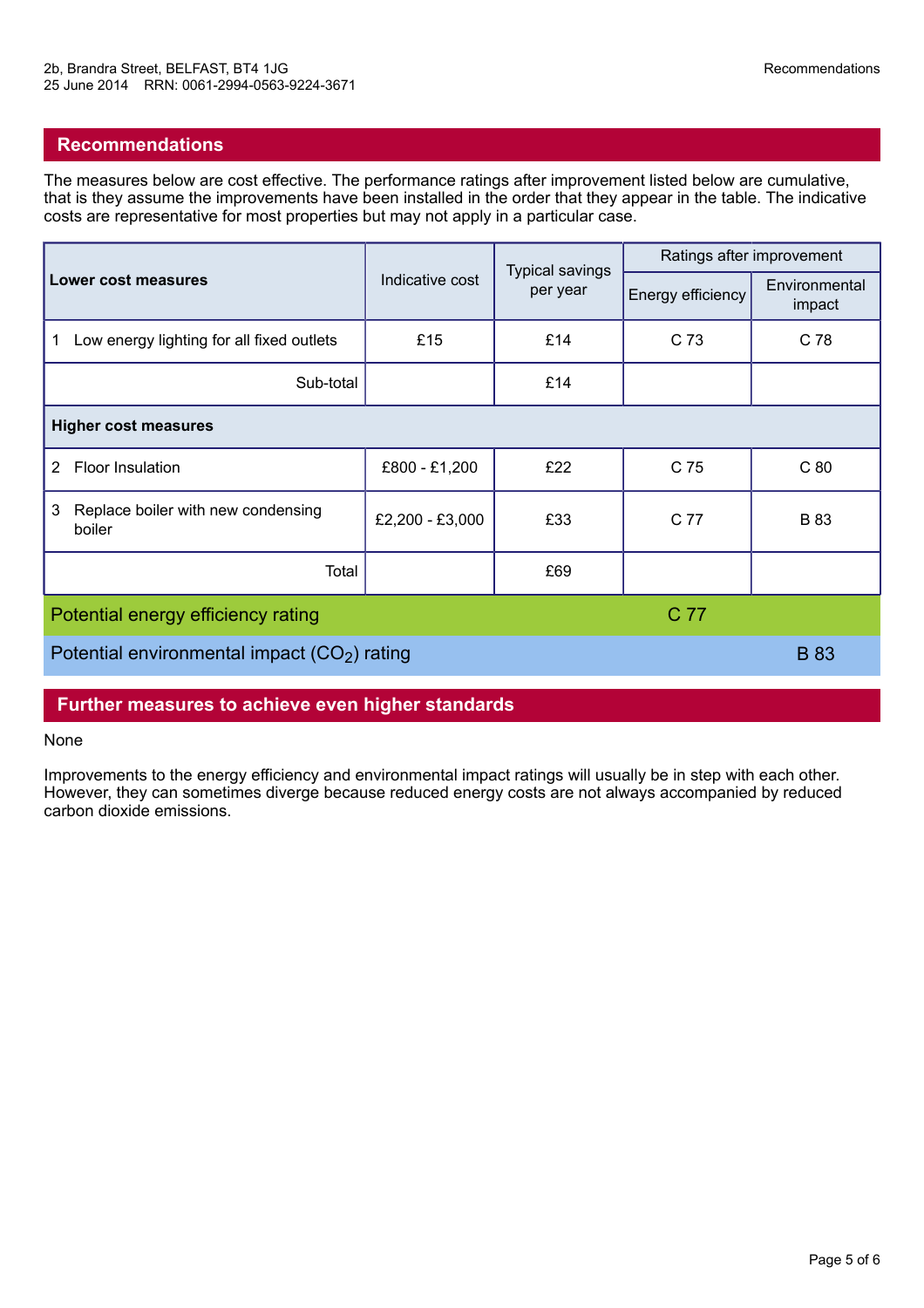## Recommendations

The measures below are cost effective. The performance ratings after improvement listed below are cumulative, that is they assume the improvements have been installed in the order that they appear in the table. The indicative costs are representative for most properties but may not apply in a particular case.

| Lower cost measures | Indicative cost | Typical savings per year | Ratings after improvement | |
|---|---|---|---|---|
| | | | Energy efficiency | Environmental impact |
| 1 Low energy lighting for all fixed outlets | £15 | £14 | C 73 | C 78 |
| Sub-total | | £14 | | |
| **Higher cost measures** | | | | |
| 2 Floor Insulation | £800 - £1,200 | £22 | C 75 | C 80 |
| 3 Replace boiler with new condensing boiler | £2,200 - £3,000 | £33 | C 77 | B 83 |
| Total | | £69 | | |
| Potential energy efficiency rating | | | C 77 | |
| Potential environmental impact ($CO_2$) rating | | | | B 83 |

## Further measures to achieve even higher standards

None

Improvements to the energy efficiency and environmental impact ratings will usually be in step with each other. However, they can sometimes diverge because reduced energy costs are not always accompanied by reduced carbon dioxide emissions.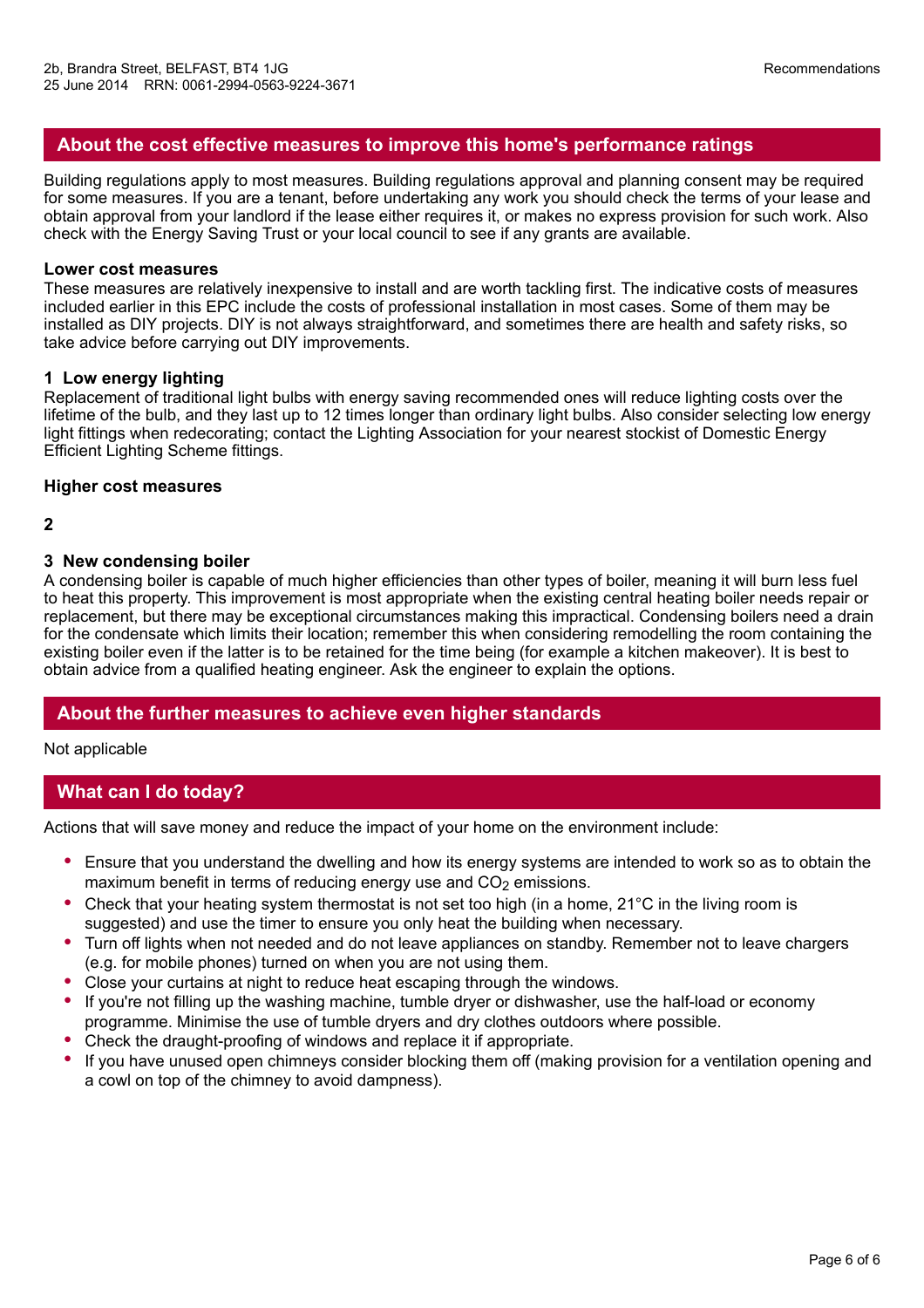## About the cost effective measures to improve this home's performance ratings

Building regulations apply to most measures. Building regulations approval and planning consent may be required for some measures. If you are a tenant, before undertaking any work you should check the terms of your lease and obtain approval from your landlord if the lease either requires it, or makes no express provision for such work. Also check with the Energy Saving Trust or your local council to see if any grants are available.

**Lower cost measures**

These measures are relatively inexpensive to install and are worth tackling first. The indicative costs of measures included earlier in this EPC include the costs of professional installation in most cases. Some of them may be installed as DIY projects. DIY is not always straightforward, and sometimes there are health and safety risks, so take advice before carrying out DIY improvements.

**1 Low energy lighting**

Replacement of traditional light bulbs with energy saving recommended ones will reduce lighting costs over the lifetime of the bulb, and they last up to 12 times longer than ordinary light bulbs. Also consider selecting low energy light fittings when redecorating; contact the Lighting Association for your nearest stockist of Domestic Energy Efficient Lighting Scheme fittings.

**Higher cost measures**

**2**

**3 New condensing boiler**

A condensing boiler is capable of much higher efficiencies than other types of boiler, meaning it will burn less fuel to heat this property. This improvement is most appropriate when the existing central heating boiler needs repair or replacement, but there may be exceptional circumstances making this impractical. Condensing boilers need a drain for the condensate which limits their location; remember this when considering remodelling the room containing the existing boiler even if the latter is to be retained for the time being (for example a kitchen makeover). It is best to obtain advice from a qualified heating engineer. Ask the engineer to explain the options.

## About the further measures to achieve even higher standards

Not applicable

## What can I do today?

Actions that will save money and reduce the impact of your home on the environment include:

- Ensure that you understand the dwelling and how its energy systems are intended to work so as to obtain the maximum benefit in terms of reducing energy use and $CO_2$ emissions.
- Check that your heating system thermostat is not set too high (in a home, 21°C in the living room is suggested) and use the timer to ensure you only heat the building when necessary.
- Turn off lights when not needed and do not leave appliances on standby. Remember not to leave chargers (e.g. for mobile phones) turned on when you are not using them.
- Close your curtains at night to reduce heat escaping through the windows.
- If you're not filling up the washing machine, tumble dryer or dishwasher, use the half-load or economy programme. Minimise the use of tumble dryers and dry clothes outdoors where possible.
- Check the draught-proofing of windows and replace it if appropriate.
- If you have unused open chimneys consider blocking them off (making provision for a ventilation opening and a cowl on top of the chimney to avoid dampness).